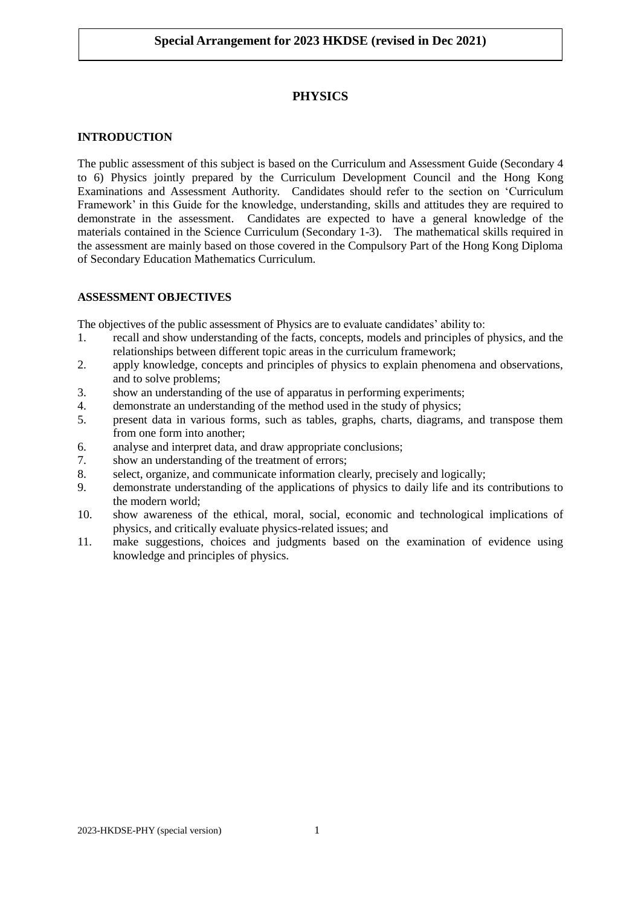**Special Arrangement for 2023 HKDSE (revised in Dec 2021)**

# PHYSICS

## INTRODUCTION

The public assessment of this subject is based on the Curriculum and Assessment Guide (Secondary 4 to 6) Physics jointly prepared by the Curriculum Development Council and the Hong Kong Examinations and Assessment Authority. Candidates should refer to the section on 'Curriculum Framework' in this Guide for the knowledge, understanding, skills and attitudes they are required to demonstrate in the assessment. Candidates are expected to have a general knowledge of the materials contained in the Science Curriculum (Secondary 1-3). The mathematical skills required in the assessment are mainly based on those covered in the Compulsory Part of the Hong Kong Diploma of Secondary Education Mathematics Curriculum.

## ASSESSMENT OBJECTIVES

The objectives of the public assessment of Physics are to evaluate candidates' ability to:

1. recall and show understanding of the facts, concepts, models and principles of physics, and the relationships between different topic areas in the curriculum framework;
2. apply knowledge, concepts and principles of physics to explain phenomena and observations, and to solve problems;
3. show an understanding of the use of apparatus in performing experiments;
4. demonstrate an understanding of the method used in the study of physics;
5. present data in various forms, such as tables, graphs, charts, diagrams, and transpose them from one form into another;
6. analyse and interpret data, and draw appropriate conclusions;
7. show an understanding of the treatment of errors;
8. select, organize, and communicate information clearly, precisely and logically;
9. demonstrate understanding of the applications of physics to daily life and its contributions to the modern world;
10. show awareness of the ethical, moral, social, economic and technological implications of physics, and critically evaluate physics-related issues; and
11. make suggestions, choices and judgments based on the examination of evidence using knowledge and principles of physics.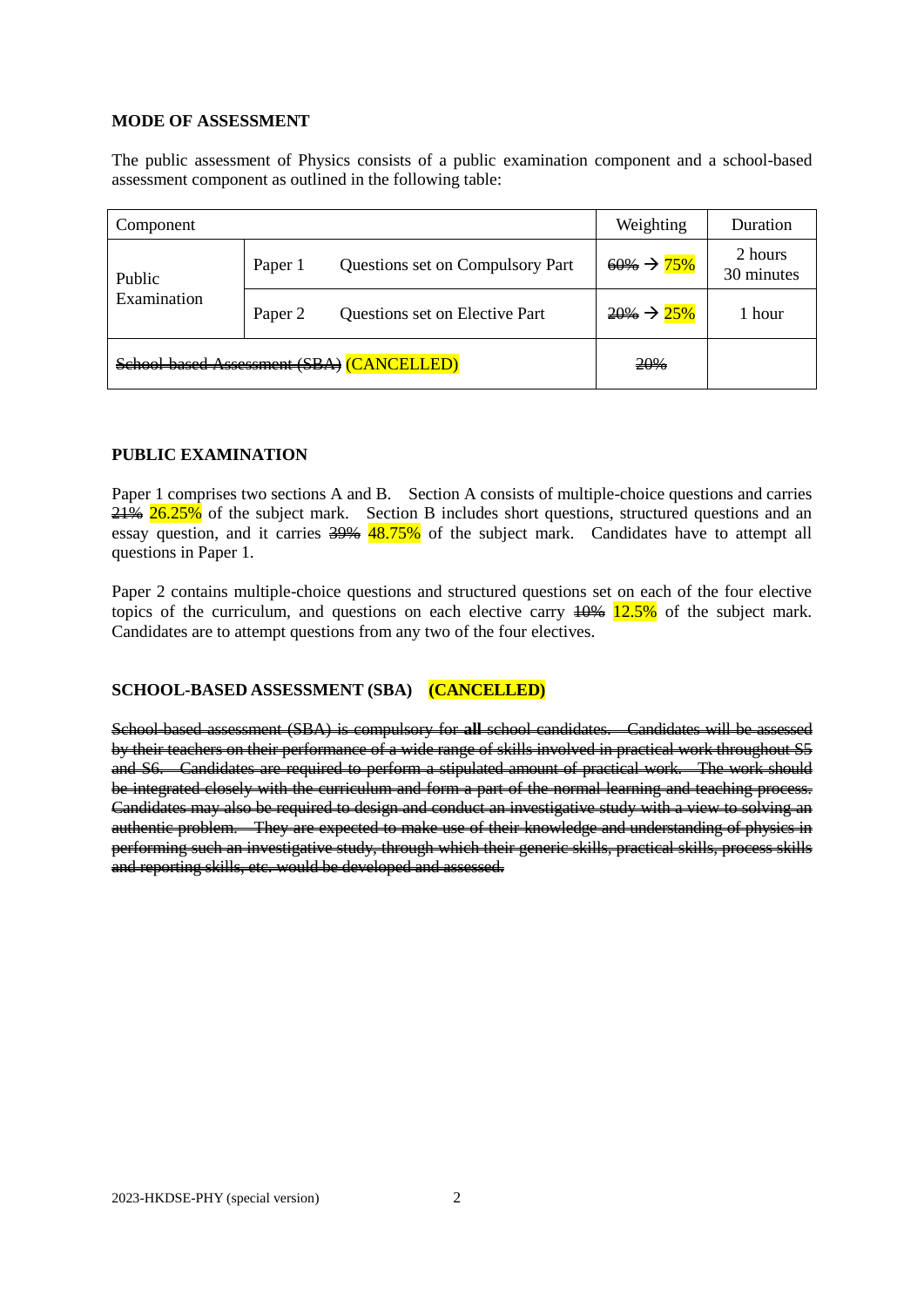**MODE OF ASSESSMENT**

The public assessment of Physics consists of a public examination component and a school-based assessment component as outlined in the following table:

| Component | | | Weighting | Duration |
|---|---|---|---|---|
| Public Examination | Paper 1 | Questions set on Compulsory Part | ~~60%~~ → 75% | 2 hours 30 minutes |
| | Paper 2 | Questions set on Elective Part | ~~20%~~ → 25% | 1 hour |
| ~~School-based Assessment (SBA)~~ (CANCELLED) | | | ~~20%~~ | |

**PUBLIC EXAMINATION**

Paper 1 comprises two sections A and B. Section A consists of multiple-choice questions and carries ~~21%~~ 26.25% of the subject mark. Section B includes short questions, structured questions and an essay question, and it carries ~~39%~~ 48.75% of the subject mark. Candidates have to attempt all questions in Paper 1.

Paper 2 contains multiple-choice questions and structured questions set on each of the four elective topics of the curriculum, and questions on each elective carry ~~10%~~ 12.5% of the subject mark. Candidates are to attempt questions from any two of the four electives.

**SCHOOL-BASED ASSESSMENT (SBA) (CANCELLED)**

~~School-based assessment (SBA) is compulsory for **all** school candidates. Candidates will be assessed by their teachers on their performance of a wide range of skills involved in practical work throughout S5 and S6. Candidates are required to perform a stipulated amount of practical work. The work should be integrated closely with the curriculum and form a part of the normal learning and teaching process. Candidates may also be required to design and conduct an investigative study with a view to solving an authentic problem. They are expected to make use of their knowledge and understanding of physics in performing such an investigative study, through which their generic skills, practical skills, process skills and reporting skills, etc. would be developed and assessed.~~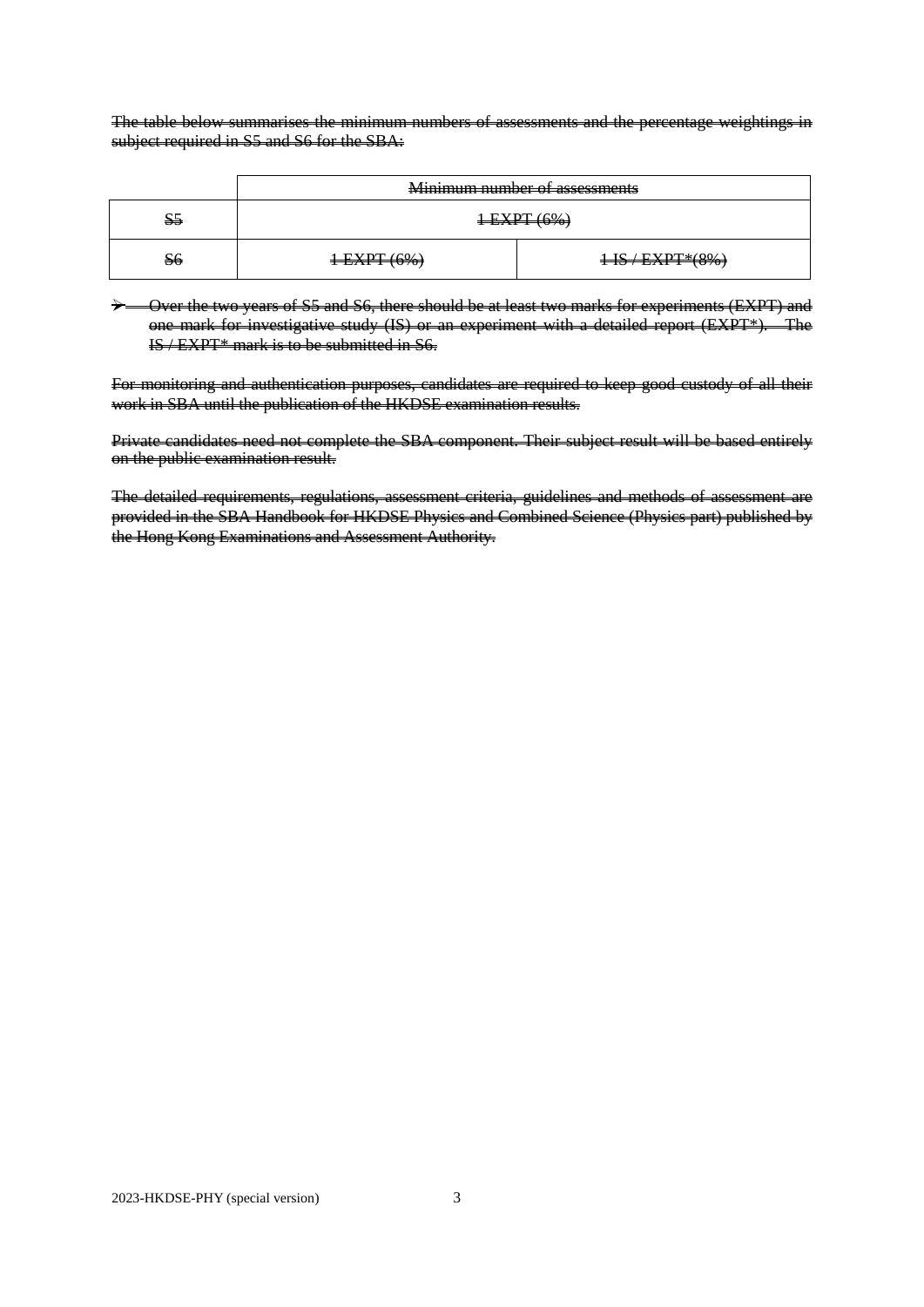~~The table below summarises the minimum numbers of assessments and the percentage weightings in subject required in S5 and S6 for the SBA:~~

| | ~~Minimum number of assessments~~ | |
|---|---|---|
| ~~S5~~ | ~~1 EXPT (6%)~~ | |
| ~~S6~~ | ~~1 EXPT (6%)~~ | ~~1 IS / EXPT*(8%)~~ |

- ~~Over the two years of S5 and S6, there should be at least two marks for experiments (EXPT) and one mark for investigative study (IS) or an experiment with a detailed report (EXPT*). The IS / EXPT* mark is to be submitted in S6.~~

~~For monitoring and authentication purposes, candidates are required to keep good custody of all their work in SBA until the publication of the HKDSE examination results.~~

~~Private candidates need not complete the SBA component. Their subject result will be based entirely on the public examination result.~~

~~The detailed requirements, regulations, assessment criteria, guidelines and methods of assessment are provided in the SBA Handbook for HKDSE Physics and Combined Science (Physics part) published by the Hong Kong Examinations and Assessment Authority.~~